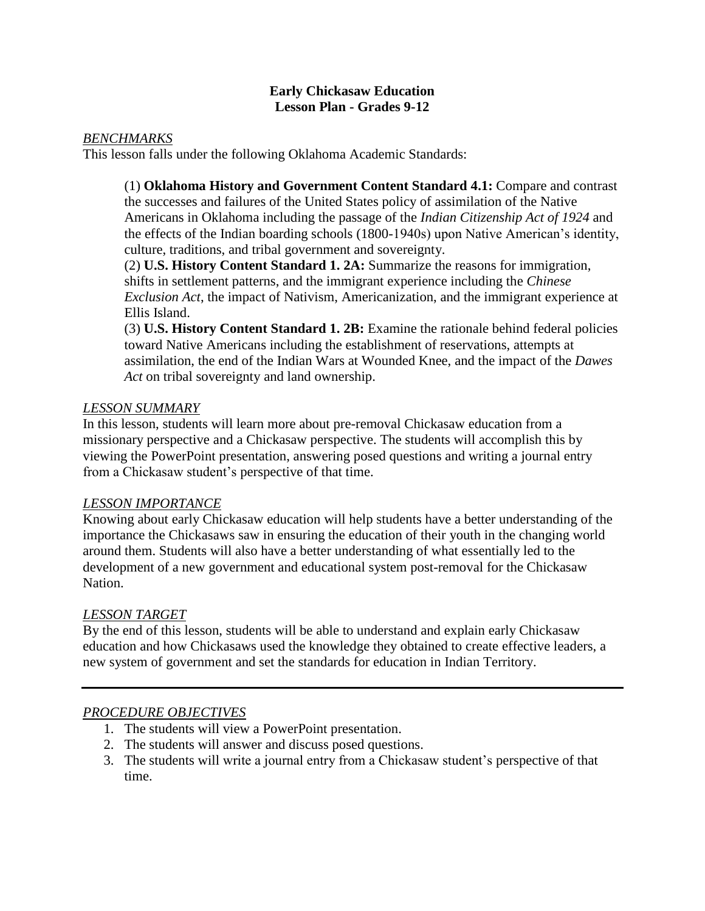# Early Chickasaw Education
## Lesson Plan - Grades 9-12

### *BENCHMARKS*

This lesson falls under the following Oklahoma Academic Standards:

> (1) **Oklahoma History and Government Content Standard 4.1:** Compare and contrast the successes and failures of the United States policy of assimilation of the Native Americans in Oklahoma including the passage of the *Indian Citizenship Act of 1924* and the effects of the Indian boarding schools (1800-1940s) upon Native American's identity, culture, traditions, and tribal government and sovereignty.
>
> (2) **U.S. History Content Standard 1. 2A:** Summarize the reasons for immigration, shifts in settlement patterns, and the immigrant experience including the *Chinese Exclusion Act*, the impact of Nativism, Americanization, and the immigrant experience at Ellis Island.
>
> (3) **U.S. History Content Standard 1. 2B:** Examine the rationale behind federal policies toward Native Americans including the establishment of reservations, attempts at assimilation, the end of the Indian Wars at Wounded Knee, and the impact of the *Dawes Act* on tribal sovereignty and land ownership.

### *LESSON SUMMARY*

In this lesson, students will learn more about pre-removal Chickasaw education from a missionary perspective and a Chickasaw perspective. The students will accomplish this by viewing the PowerPoint presentation, answering posed questions and writing a journal entry from a Chickasaw student's perspective of that time.

### *LESSON IMPORTANCE*

Knowing about early Chickasaw education will help students have a better understanding of the importance the Chickasaws saw in ensuring the education of their youth in the changing world around them. Students will also have a better understanding of what essentially led to the development of a new government and educational system post-removal for the Chickasaw Nation.

### *LESSON TARGET*

By the end of this lesson, students will be able to understand and explain early Chickasaw education and how Chickasaws used the knowledge they obtained to create effective leaders, a new system of government and set the standards for education in Indian Territory.

---

### *PROCEDURE OBJECTIVES*

1. The students will view a PowerPoint presentation.
2. The students will answer and discuss posed questions.
3. The students will write a journal entry from a Chickasaw student's perspective of that time.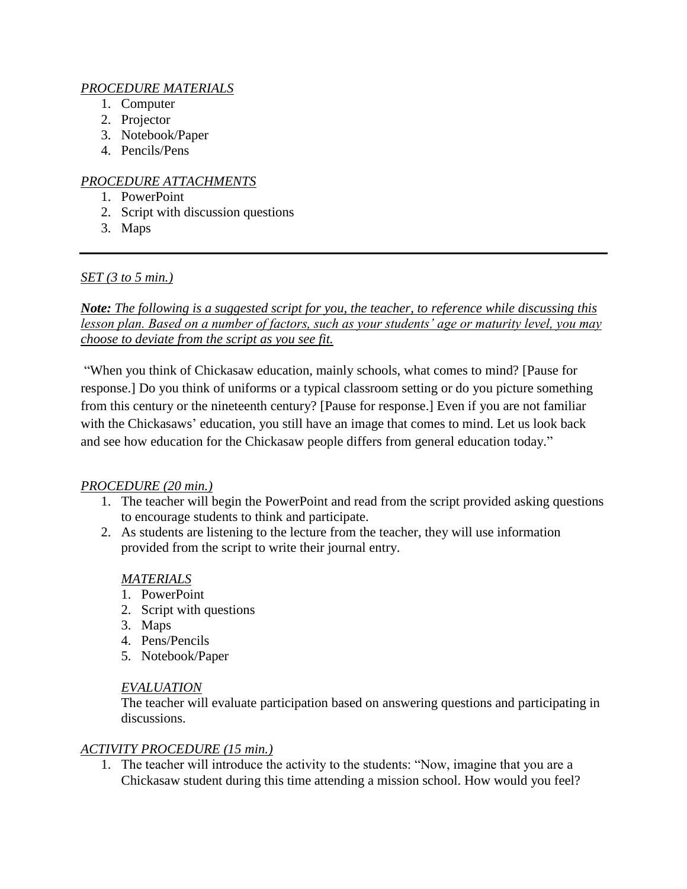*PROCEDURE MATERIALS*

1. Computer
2. Projector
3. Notebook/Paper
4. Pencils/Pens

*PROCEDURE ATTACHMENTS*

1. PowerPoint
2. Script with discussion questions
3. Maps

---

*SET (3 to 5 min.)*

***Note:*** *The following is a suggested script for you, the teacher, to reference while discussing this lesson plan. Based on a number of factors, such as your students' age or maturity level, you may choose to deviate from the script as you see fit.*

"When you think of Chickasaw education, mainly schools, what comes to mind? [Pause for response.] Do you think of uniforms or a typical classroom setting or do you picture something from this century or the nineteenth century? [Pause for response.] Even if you are not familiar with the Chickasaws' education, you still have an image that comes to mind. Let us look back and see how education for the Chickasaw people differs from general education today."

*PROCEDURE (20 min.)*

1. The teacher will begin the PowerPoint and read from the script provided asking questions to encourage students to think and participate.
2. As students are listening to the lecture from the teacher, they will use information provided from the script to write their journal entry.

   *MATERIALS*

   1. PowerPoint
   2. Script with questions
   3. Maps
   4. Pens/Pencils
   5. Notebook/Paper

   *EVALUATION*

   The teacher will evaluate participation based on answering questions and participating in discussions.

*ACTIVITY PROCEDURE (15 min.)*

1. The teacher will introduce the activity to the students: "Now, imagine that you are a Chickasaw student during this time attending a mission school. How would you feel?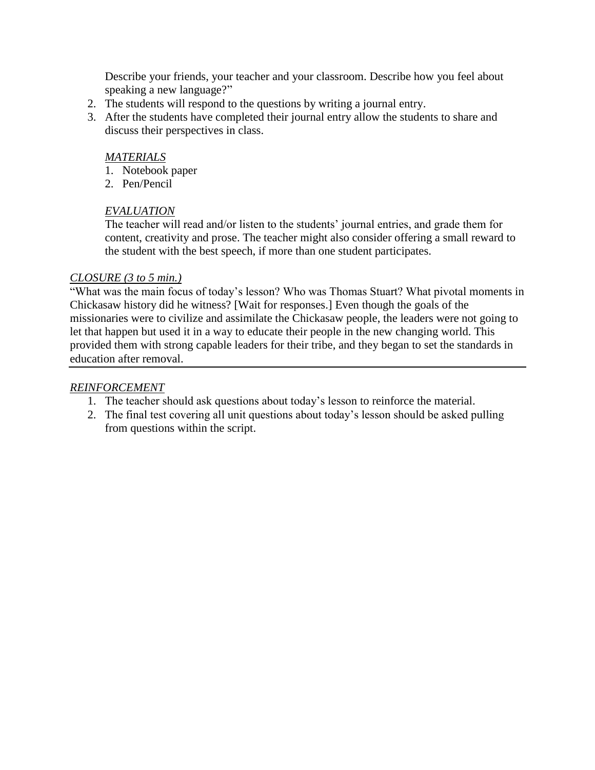Describe your friends, your teacher and your classroom. Describe how you feel about speaking a new language?"

2. The students will respond to the questions by writing a journal entry.
3. After the students have completed their journal entry allow the students to share and discuss their perspectives in class.

*MATERIALS*

1. Notebook paper
2. Pen/Pencil

*EVALUATION*

The teacher will read and/or listen to the students' journal entries, and grade them for content, creativity and prose. The teacher might also consider offering a small reward to the student with the best speech, if more than one student participates.

*CLOSURE (3 to 5 min.)*

"What was the main focus of today's lesson? Who was Thomas Stuart? What pivotal moments in Chickasaw history did he witness? [Wait for responses.] Even though the goals of the missionaries were to civilize and assimilate the Chickasaw people, the leaders were not going to let that happen but used it in a way to educate their people in the new changing world. This provided them with strong capable leaders for their tribe, and they began to set the standards in education after removal.

---

*REINFORCEMENT*

1. The teacher should ask questions about today's lesson to reinforce the material.
2. The final test covering all unit questions about today's lesson should be asked pulling from questions within the script.